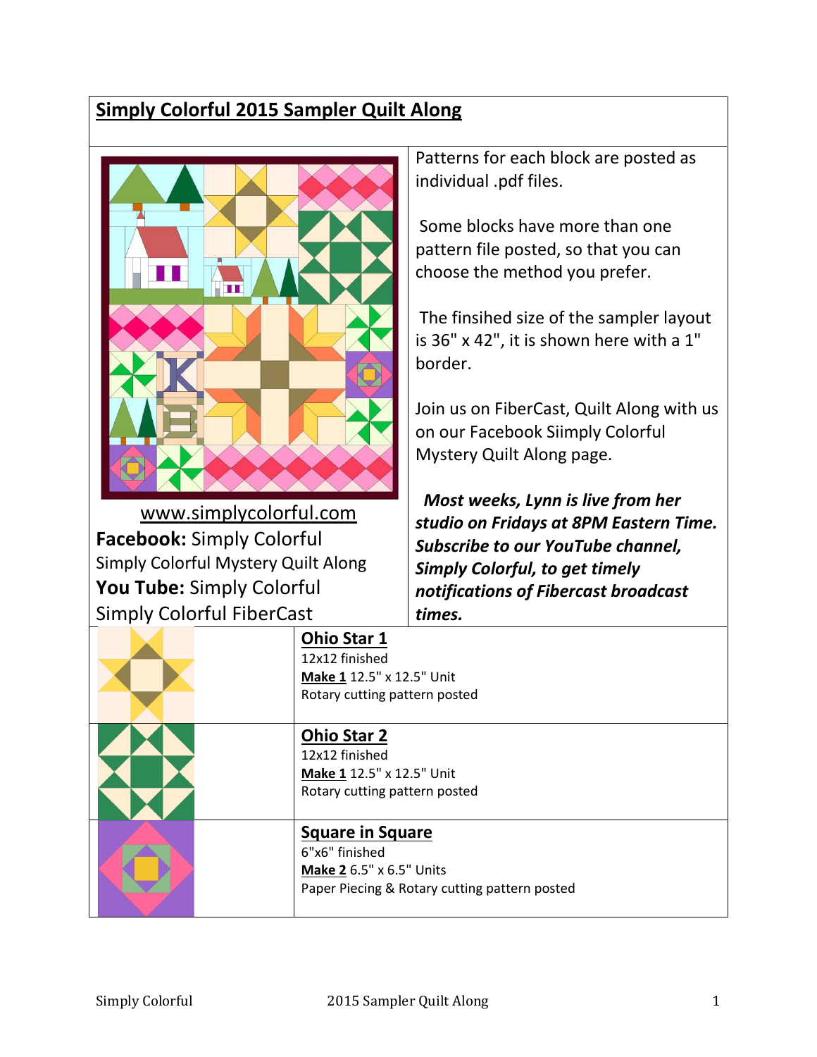# Simply Colorful 2015 Sampler Quilt Along

[www.simplycolorful.com](http://www.simplycolorful.com)

**Facebook:** Simply Colorful

Simply Colorful Mystery Quilt Along

**You Tube:** Simply Colorful

Simply Colorful FiberCast

Patterns for each block are posted as individual .pdf files.

Some blocks have more than one pattern file posted, so that you can choose the method you prefer.

The finsihed size of the sampler layout is 36" x 42", it is shown here with a 1" border.

Join us on FiberCast, Quilt Along with us on our Facebook Siimply Colorful Mystery Quilt Along page.

***Most weeks, Lynn is live from her studio on Fridays at 8PM Eastern Time. Subscribe to our YouTube channel, Simply Colorful, to get timely notifications of Fibercast broadcast times.***

## Ohio Star 1

12x12 finished

**Make 1** 12.5" x 12.5" Unit

Rotary cutting pattern posted

## Ohio Star 2

12x12 finished

**Make 1** 12.5" x 12.5" Unit

Rotary cutting pattern posted

## Square in Square

6"x6" finished

**Make 2** 6.5" x 6.5" Units

Paper Piecing & Rotary cutting pattern posted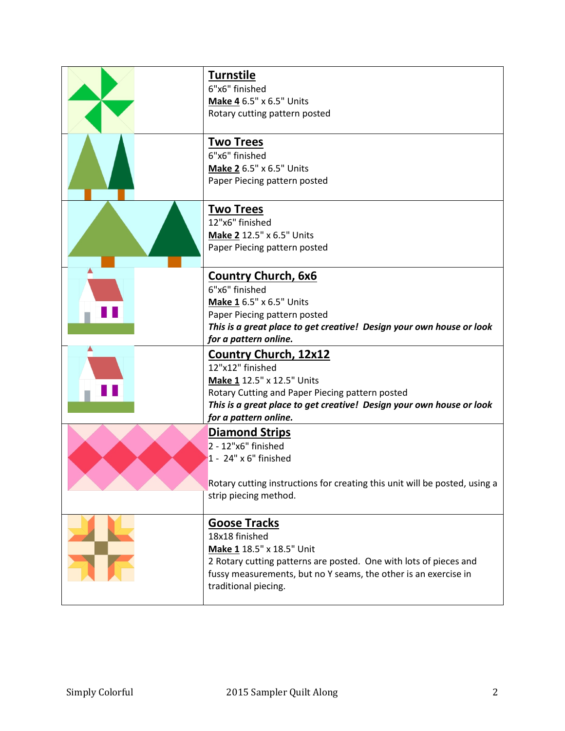| | |
|---|---|
| | **Turnstile**<br>6"x6" finished<br>**Make 4** 6.5" x 6.5" Units<br>Rotary cutting pattern posted |
| | **Two Trees**<br>6"x6" finished<br>**Make 2** 6.5" x 6.5" Units<br>Paper Piecing pattern posted |
| | **Two Trees**<br>12"x6" finished<br>**Make 2** 12.5" x 6.5" Units<br>Paper Piecing pattern posted |
| | **Country Church, 6x6**<br>6"x6" finished<br>**Make 1** 6.5" x 6.5" Units<br>Paper Piecing pattern posted<br>***This is a great place to get creative! Design your own house or look for a pattern online.*** |
| | **Country Church, 12x12**<br>12"x12" finished<br>**Make 1** 12.5" x 12.5" Units<br>Rotary Cutting and Paper Piecing pattern posted<br>***This is a great place to get creative! Design your own house or look for a pattern online.*** |
| | **Diamond Strips**<br>2 - 12"x6" finished<br>1 - 24" x 6" finished<br><br>Rotary cutting instructions for creating this unit will be posted, using a strip piecing method. |
| | **Goose Tracks**<br>18x18 finished<br>**Make 1** 18.5" x 18.5" Unit<br>2 Rotary cutting patterns are posted. One with lots of pieces and fussy measurements, but no Y seams, the other is an exercise in traditional piecing. |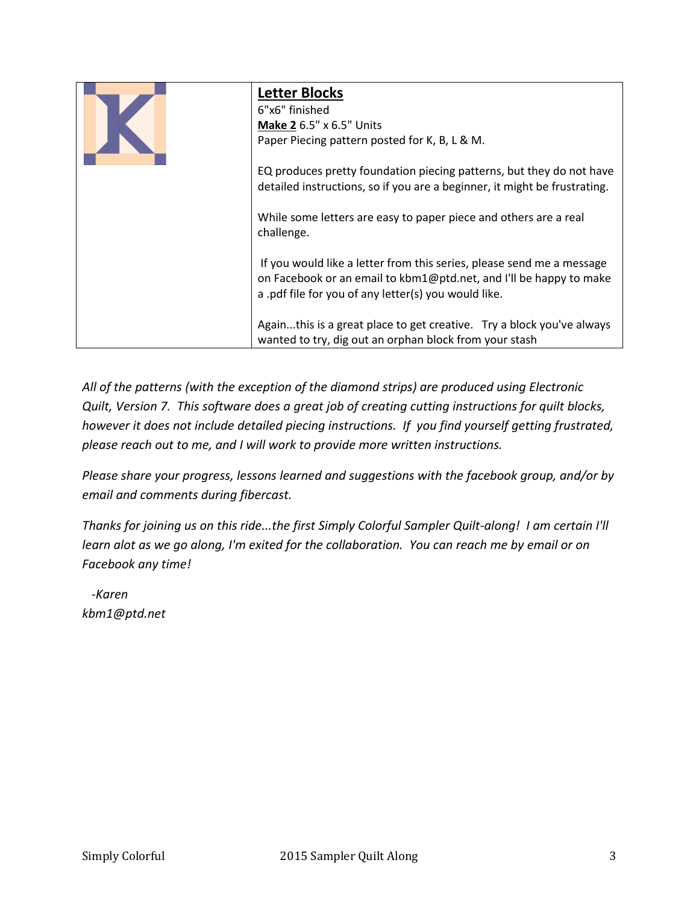| | |
|---|---|
| | **Letter Blocks**<br>6"x6" finished<br>**Make 2** 6.5" x 6.5" Units<br>Paper Piecing pattern posted for K, B, L & M.<br><br>EQ produces pretty foundation piecing patterns, but they do not have detailed instructions, so if you are a beginner, it might be frustrating.<br><br>While some letters are easy to paper piece and others are a real challenge.<br><br>If you would like a letter from this series, please send me a message on Facebook or an email to kbm1@ptd.net, and I'll be happy to make a .pdf file for you of any letter(s) you would like.<br><br>Again...this is a great place to get creative. Try a block you've always wanted to try, dig out an orphan block from your stash |

*All of the patterns (with the exception of the diamond strips) are produced using Electronic Quilt, Version 7. This software does a great job of creating cutting instructions for quilt blocks, however it does not include detailed piecing instructions. If you find yourself getting frustrated, please reach out to me, and I will work to provide more written instructions.*

*Please share your progress, lessons learned and suggestions with the facebook group, and/or by email and comments during fibercast.*

*Thanks for joining us on this ride...the first Simply Colorful Sampler Quilt-along! I am certain I'll learn alot as we go along, I'm exited for the collaboration. You can reach me by email or on Facebook any time!*

*-Karen*
*kbm1@ptd.net*